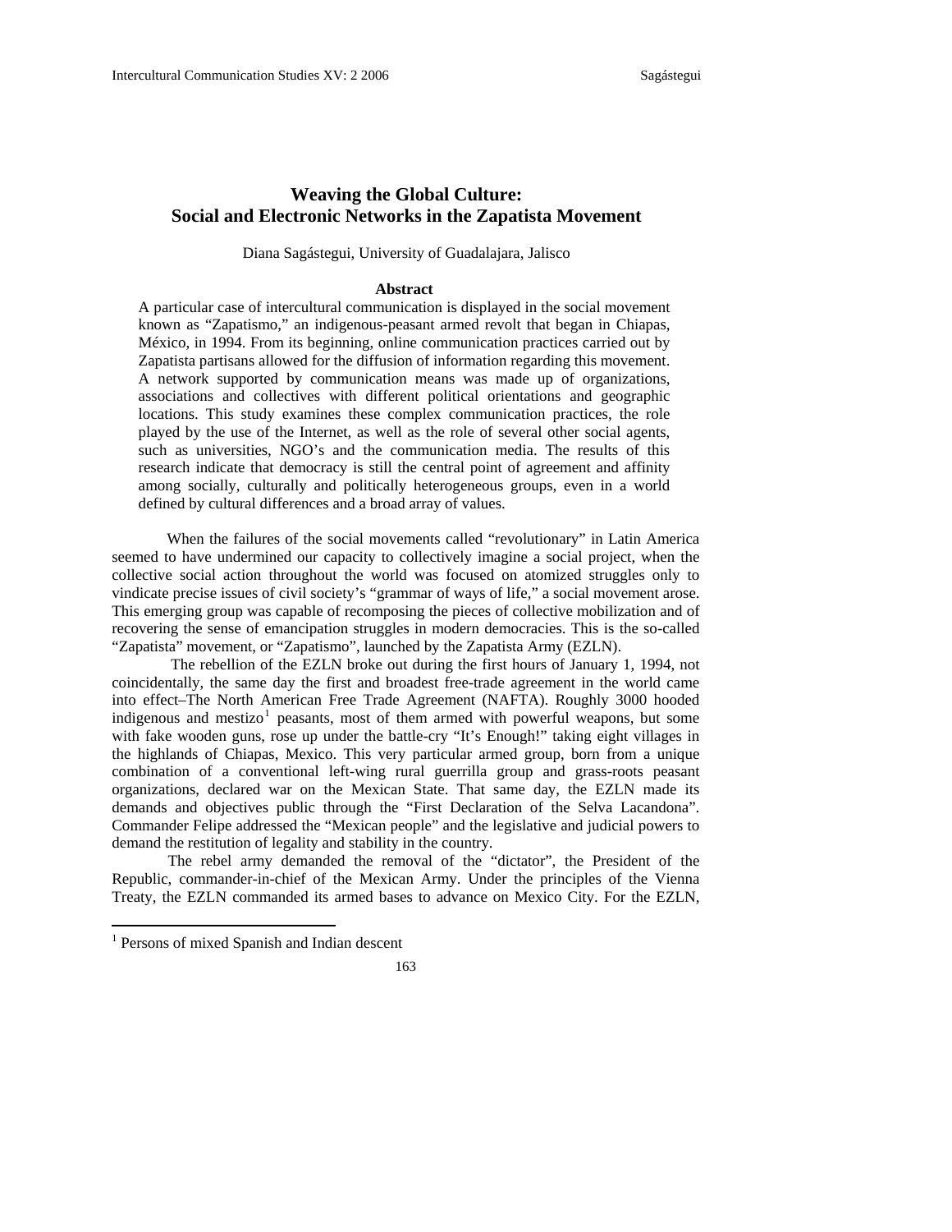# Weaving the Global Culture: Social and Electronic Networks in the Zapatista Movement

Diana Sagástegui, University of Guadalajara, Jalisco

## Abstract

A particular case of intercultural communication is displayed in the social movement known as "Zapatismo," an indigenous-peasant armed revolt that began in Chiapas, México, in 1994. From its beginning, online communication practices carried out by Zapatista partisans allowed for the diffusion of information regarding this movement. A network supported by communication means was made up of organizations, associations and collectives with different political orientations and geographic locations. This study examines these complex communication practices, the role played by the use of the Internet, as well as the role of several other social agents, such as universities, NGO's and the communication media. The results of this research indicate that democracy is still the central point of agreement and affinity among socially, culturally and politically heterogeneous groups, even in a world defined by cultural differences and a broad array of values.

When the failures of the social movements called "revolutionary" in Latin America seemed to have undermined our capacity to collectively imagine a social project, when the collective social action throughout the world was focused on atomized struggles only to vindicate precise issues of civil society's "grammar of ways of life," a social movement arose. This emerging group was capable of recomposing the pieces of collective mobilization and of recovering the sense of emancipation struggles in modern democracies. This is the so-called "Zapatista" movement, or "Zapatismo", launched by the Zapatista Army (EZLN).

The rebellion of the EZLN broke out during the first hours of January 1, 1994, not coincidentally, the same day the first and broadest free-trade agreement in the world came into effect–The North American Free Trade Agreement (NAFTA). Roughly 3000 hooded indigenous and mestizo[1] peasants, most of them armed with powerful weapons, but some with fake wooden guns, rose up under the battle-cry "It's Enough!" taking eight villages in the highlands of Chiapas, Mexico. This very particular armed group, born from a unique combination of a conventional left-wing rural guerrilla group and grass-roots peasant organizations, declared war on the Mexican State. That same day, the EZLN made its demands and objectives public through the "First Declaration of the Selva Lacandona". Commander Felipe addressed the "Mexican people" and the legislative and judicial powers to demand the restitution of legality and stability in the country.

The rebel army demanded the removal of the "dictator", the President of the Republic, commander-in-chief of the Mexican Army. Under the principles of the Vienna Treaty, the EZLN commanded its armed bases to advance on Mexico City. For the EZLN,

[1] Persons of mixed Spanish and Indian descent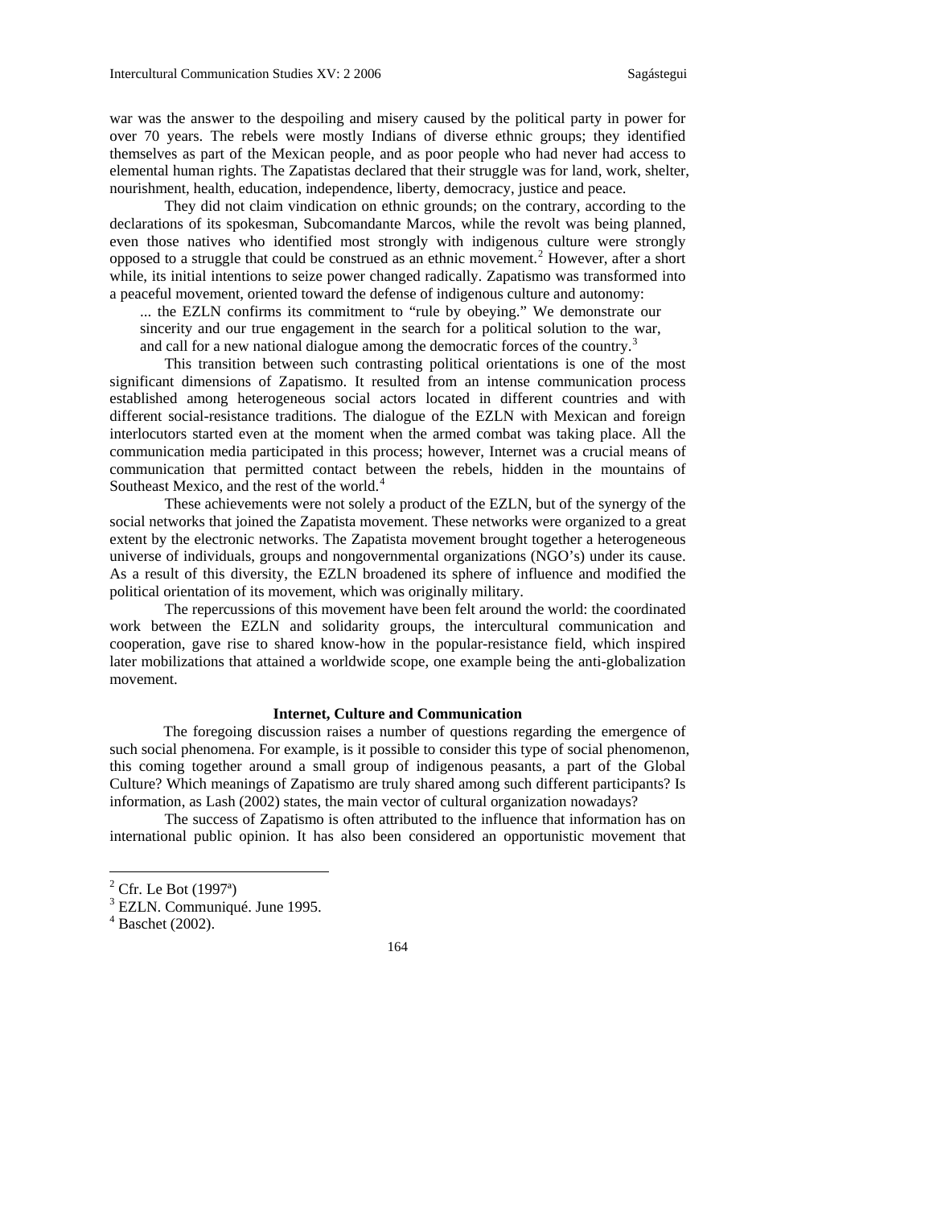war was the answer to the despoiling and misery caused by the political party in power for over 70 years. The rebels were mostly Indians of diverse ethnic groups; they identified themselves as part of the Mexican people, and as poor people who had never had access to elemental human rights. The Zapatistas declared that their struggle was for land, work, shelter, nourishment, health, education, independence, liberty, democracy, justice and peace.

They did not claim vindication on ethnic grounds; on the contrary, according to the declarations of its spokesman, Subcomandante Marcos, while the revolt was being planned, even those natives who identified most strongly with indigenous culture were strongly opposed to a struggle that could be construed as an ethnic movement.[2] However, after a short while, its initial intentions to seize power changed radically. Zapatismo was transformed into a peaceful movement, oriented toward the defense of indigenous culture and autonomy:

> ... the EZLN confirms its commitment to “rule by obeying.” We demonstrate our sincerity and our true engagement in the search for a political solution to the war, and call for a new national dialogue among the democratic forces of the country.[3]

This transition between such contrasting political orientations is one of the most significant dimensions of Zapatismo. It resulted from an intense communication process established among heterogeneous social actors located in different countries and with different social-resistance traditions. The dialogue of the EZLN with Mexican and foreign interlocutors started even at the moment when the armed combat was taking place. All the communication media participated in this process; however, Internet was a crucial means of communication that permitted contact between the rebels, hidden in the mountains of Southeast Mexico, and the rest of the world.[4]

These achievements were not solely a product of the EZLN, but of the synergy of the social networks that joined the Zapatista movement. These networks were organized to a great extent by the electronic networks. The Zapatista movement brought together a heterogeneous universe of individuals, groups and nongovernmental organizations (NGO’s) under its cause. As a result of this diversity, the EZLN broadened its sphere of influence and modified the political orientation of its movement, which was originally military.

The repercussions of this movement have been felt around the world: the coordinated work between the EZLN and solidarity groups, the intercultural communication and cooperation, gave rise to shared know-how in the popular-resistance field, which inspired later mobilizations that attained a worldwide scope, one example being the anti-globalization movement.

## Internet, Culture and Communication

The foregoing discussion raises a number of questions regarding the emergence of such social phenomena. For example, is it possible to consider this type of social phenomenon, this coming together around a small group of indigenous peasants, a part of the Global Culture? Which meanings of Zapatismo are truly shared among such different participants? Is information, as Lash (2002) states, the main vector of cultural organization nowadays?

The success of Zapatismo is often attributed to the influence that information has on international public opinion. It has also been considered an opportunistic movement that

---

[2] Cfr. Le Bot (1997ª)

[3] EZLN. Communiqué. June 1995.

[4] Baschet (2002).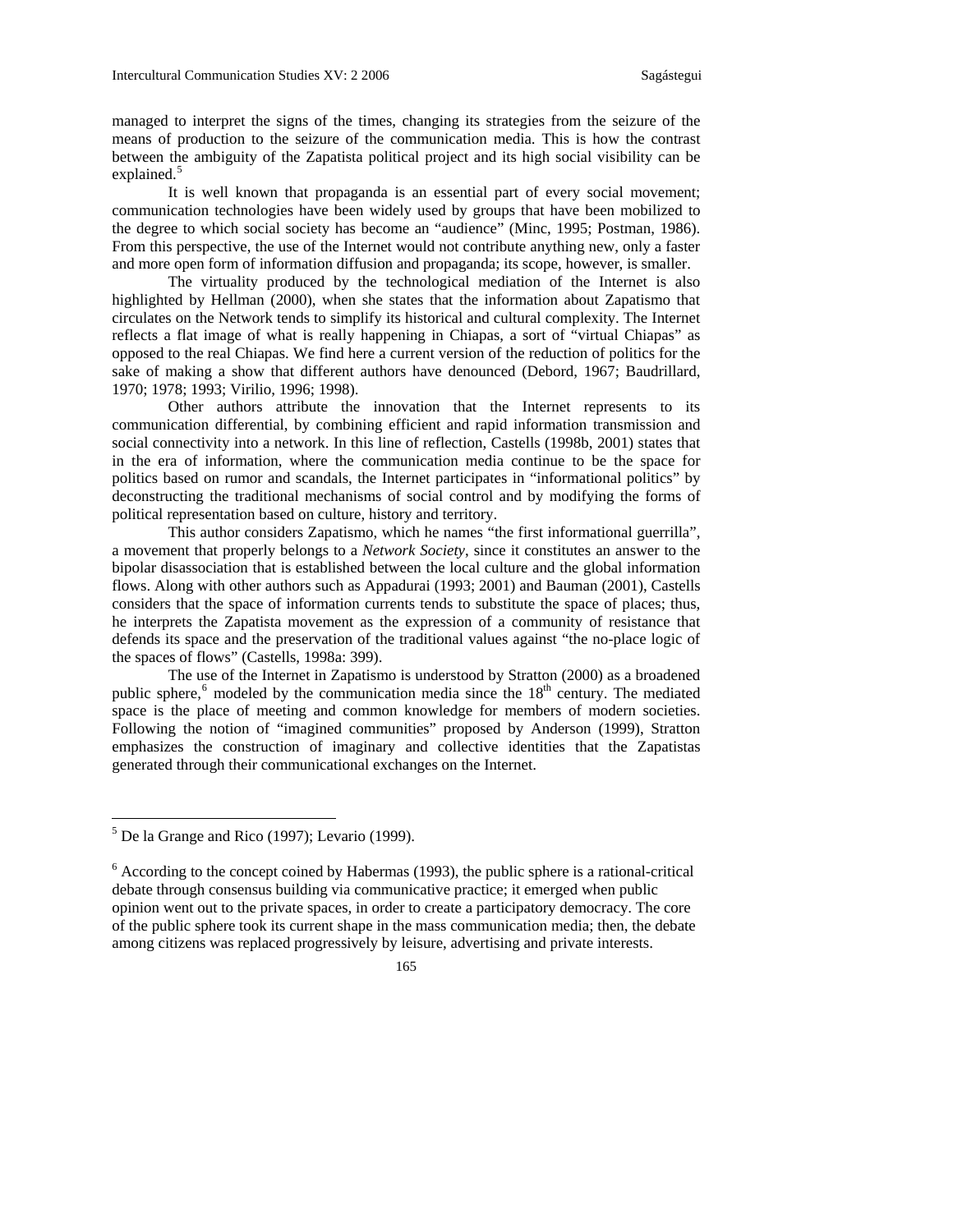managed to interpret the signs of the times, changing its strategies from the seizure of the means of production to the seizure of the communication media. This is how the contrast between the ambiguity of the Zapatista political project and its high social visibility can be explained.[5]

It is well known that propaganda is an essential part of every social movement; communication technologies have been widely used by groups that have been mobilized to the degree to which social society has become an "audience" (Minc, 1995; Postman, 1986). From this perspective, the use of the Internet would not contribute anything new, only a faster and more open form of information diffusion and propaganda; its scope, however, is smaller.

The virtuality produced by the technological mediation of the Internet is also highlighted by Hellman (2000), when she states that the information about Zapatismo that circulates on the Network tends to simplify its historical and cultural complexity. The Internet reflects a flat image of what is really happening in Chiapas, a sort of "virtual Chiapas" as opposed to the real Chiapas. We find here a current version of the reduction of politics for the sake of making a show that different authors have denounced (Debord, 1967; Baudrillard, 1970; 1978; 1993; Virilio, 1996; 1998).

Other authors attribute the innovation that the Internet represents to its communication differential, by combining efficient and rapid information transmission and social connectivity into a network. In this line of reflection, Castells (1998b, 2001) states that in the era of information, where the communication media continue to be the space for politics based on rumor and scandals, the Internet participates in "informational politics" by deconstructing the traditional mechanisms of social control and by modifying the forms of political representation based on culture, history and territory.

This author considers Zapatismo, which he names "the first informational guerrilla", a movement that properly belongs to a *Network Society*, since it constitutes an answer to the bipolar disassociation that is established between the local culture and the global information flows. Along with other authors such as Appadurai (1993; 2001) and Bauman (2001), Castells considers that the space of information currents tends to substitute the space of places; thus, he interprets the Zapatista movement as the expression of a community of resistance that defends its space and the preservation of the traditional values against "the no-place logic of the spaces of flows" (Castells, 1998a: 399).

The use of the Internet in Zapatismo is understood by Stratton (2000) as a broadened public sphere,[6] modeled by the communication media since the 18th century. The mediated space is the place of meeting and common knowledge for members of modern societies. Following the notion of "imagined communities" proposed by Anderson (1999), Stratton emphasizes the construction of imaginary and collective identities that the Zapatistas generated through their communicational exchanges on the Internet.

---

[5] De la Grange and Rico (1997); Levario (1999).

[6] According to the concept coined by Habermas (1993), the public sphere is a rational-critical debate through consensus building via communicative practice; it emerged when public opinion went out to the private spaces, in order to create a participatory democracy. The core of the public sphere took its current shape in the mass communication media; then, the debate among citizens was replaced progressively by leisure, advertising and private interests.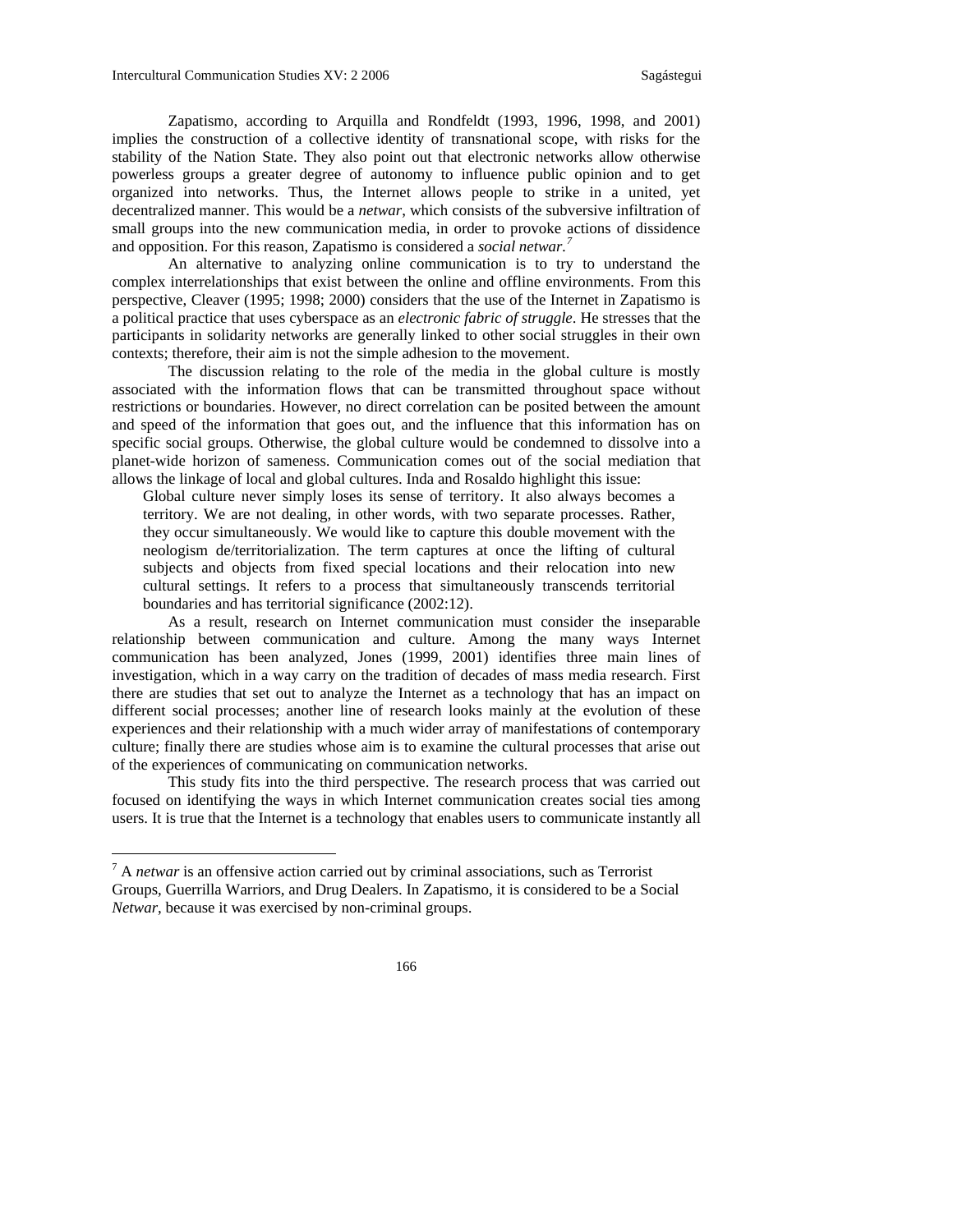Zapatismo, according to Arquilla and Rondfeldt (1993, 1996, 1998, and 2001) implies the construction of a collective identity of transnational scope, with risks for the stability of the Nation State. They also point out that electronic networks allow otherwise powerless groups a greater degree of autonomy to influence public opinion and to get organized into networks. Thus, the Internet allows people to strike in a united, yet decentralized manner. This would be a *netwar*, which consists of the subversive infiltration of small groups into the new communication media, in order to provoke actions of dissidence and opposition. For this reason, Zapatismo is considered a *social netwar*.[7]

An alternative to analyzing online communication is to try to understand the complex interrelationships that exist between the online and offline environments. From this perspective, Cleaver (1995; 1998; 2000) considers that the use of the Internet in Zapatismo is a political practice that uses cyberspace as an *electronic fabric of struggle*. He stresses that the participants in solidarity networks are generally linked to other social struggles in their own contexts; therefore, their aim is not the simple adhesion to the movement.

The discussion relating to the role of the media in the global culture is mostly associated with the information flows that can be transmitted throughout space without restrictions or boundaries. However, no direct correlation can be posited between the amount and speed of the information that goes out, and the influence that this information has on specific social groups. Otherwise, the global culture would be condemned to dissolve into a planet-wide horizon of sameness. Communication comes out of the social mediation that allows the linkage of local and global cultures. Inda and Rosaldo highlight this issue:

> Global culture never simply loses its sense of territory. It also always becomes a territory. We are not dealing, in other words, with two separate processes. Rather, they occur simultaneously. We would like to capture this double movement with the neologism de/territorialization. The term captures at once the lifting of cultural subjects and objects from fixed special locations and their relocation into new cultural settings. It refers to a process that simultaneously transcends territorial boundaries and has territorial significance (2002:12).

As a result, research on Internet communication must consider the inseparable relationship between communication and culture. Among the many ways Internet communication has been analyzed, Jones (1999, 2001) identifies three main lines of investigation, which in a way carry on the tradition of decades of mass media research. First there are studies that set out to analyze the Internet as a technology that has an impact on different social processes; another line of research looks mainly at the evolution of these experiences and their relationship with a much wider array of manifestations of contemporary culture; finally there are studies whose aim is to examine the cultural processes that arise out of the experiences of communicating on communication networks.

This study fits into the third perspective. The research process that was carried out focused on identifying the ways in which Internet communication creates social ties among users. It is true that the Internet is a technology that enables users to communicate instantly all

---

[7] A *netwar* is an offensive action carried out by criminal associations, such as Terrorist Groups, Guerrilla Warriors, and Drug Dealers. In Zapatismo, it is considered to be a Social *Netwar*, because it was exercised by non-criminal groups.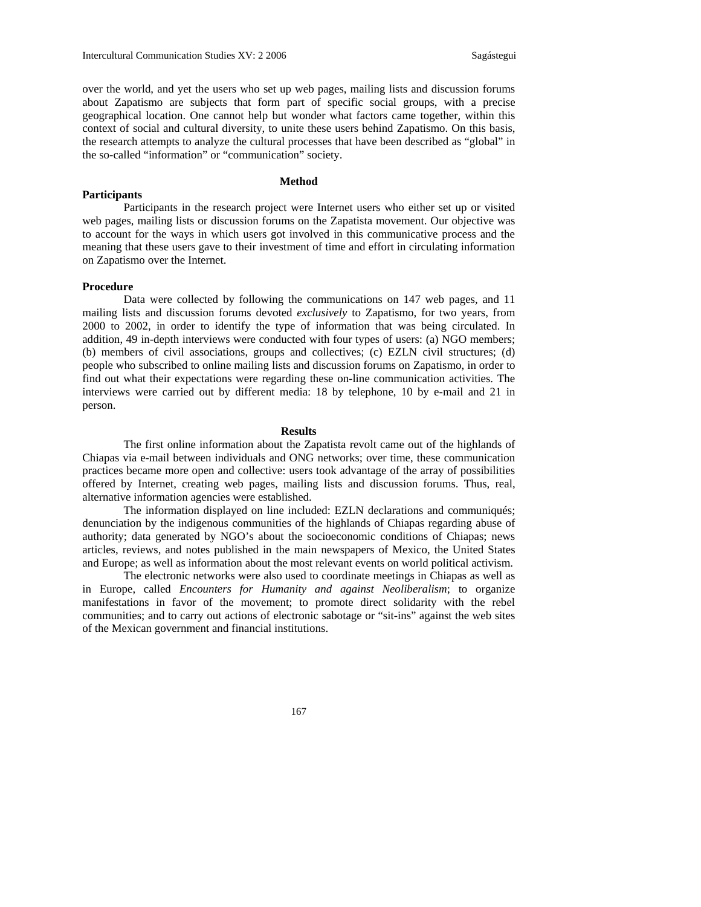over the world, and yet the users who set up web pages, mailing lists and discussion forums about Zapatismo are subjects that form part of specific social groups, with a precise geographical location. One cannot help but wonder what factors came together, within this context of social and cultural diversity, to unite these users behind Zapatismo. On this basis, the research attempts to analyze the cultural processes that have been described as "global" in the so-called "information" or "communication" society.

## Method

### Participants

Participants in the research project were Internet users who either set up or visited web pages, mailing lists or discussion forums on the Zapatista movement. Our objective was to account for the ways in which users got involved in this communicative process and the meaning that these users gave to their investment of time and effort in circulating information on Zapatismo over the Internet.

### Procedure

Data were collected by following the communications on 147 web pages, and 11 mailing lists and discussion forums devoted *exclusively* to Zapatismo, for two years, from 2000 to 2002, in order to identify the type of information that was being circulated. In addition, 49 in-depth interviews were conducted with four types of users: (a) NGO members; (b) members of civil associations, groups and collectives; (c) EZLN civil structures; (d) people who subscribed to online mailing lists and discussion forums on Zapatismo, in order to find out what their expectations were regarding these on-line communication activities. The interviews were carried out by different media: 18 by telephone, 10 by e-mail and 21 in person.

## Results

The first online information about the Zapatista revolt came out of the highlands of Chiapas via e-mail between individuals and ONG networks; over time, these communication practices became more open and collective: users took advantage of the array of possibilities offered by Internet, creating web pages, mailing lists and discussion forums. Thus, real, alternative information agencies were established.

The information displayed on line included: EZLN declarations and communiqués; denunciation by the indigenous communities of the highlands of Chiapas regarding abuse of authority; data generated by NGO's about the socioeconomic conditions of Chiapas; news articles, reviews, and notes published in the main newspapers of Mexico, the United States and Europe; as well as information about the most relevant events on world political activism.

The electronic networks were also used to coordinate meetings in Chiapas as well as in Europe, called *Encounters for Humanity and against Neoliberalism*; to organize manifestations in favor of the movement; to promote direct solidarity with the rebel communities; and to carry out actions of electronic sabotage or "sit-ins" against the web sites of the Mexican government and financial institutions.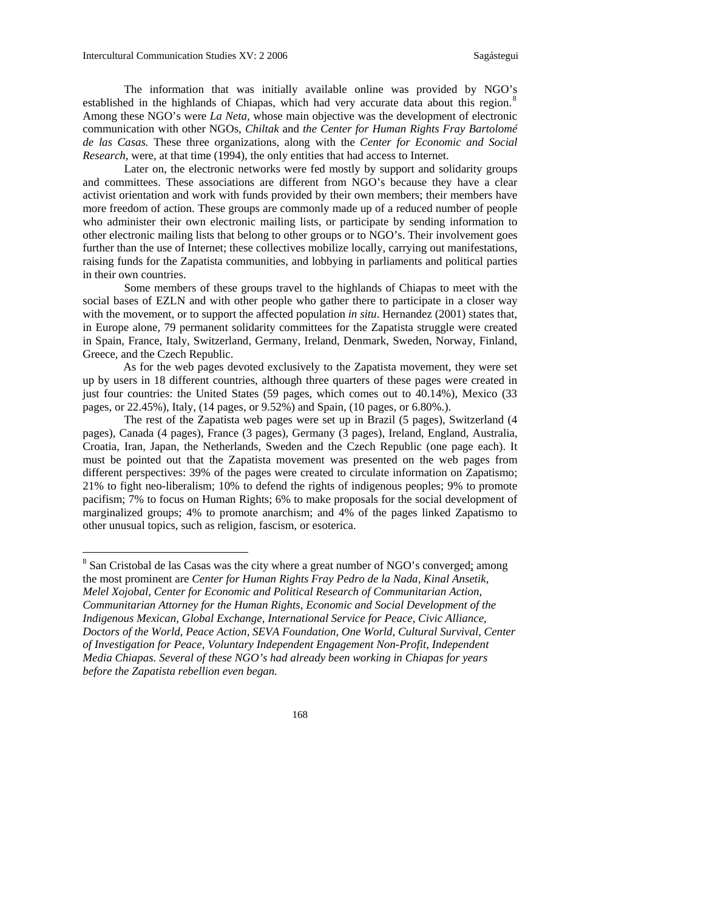The information that was initially available online was provided by NGO's established in the highlands of Chiapas, which had very accurate data about this region.[8] Among these NGO's were *La Neta*, whose main objective was the development of electronic communication with other NGOs, *Chiltak* and *the Center for Human Rights Fray Bartolomé de las Casas.* These three organizations, along with the *Center for Economic and Social Research*, were, at that time (1994), the only entities that had access to Internet.

Later on, the electronic networks were fed mostly by support and solidarity groups and committees. These associations are different from NGO's because they have a clear activist orientation and work with funds provided by their own members; their members have more freedom of action. These groups are commonly made up of a reduced number of people who administer their own electronic mailing lists, or participate by sending information to other electronic mailing lists that belong to other groups or to NGO's. Their involvement goes further than the use of Internet; these collectives mobilize locally, carrying out manifestations, raising funds for the Zapatista communities, and lobbying in parliaments and political parties in their own countries.

Some members of these groups travel to the highlands of Chiapas to meet with the social bases of EZLN and with other people who gather there to participate in a closer way with the movement, or to support the affected population *in situ*. Hernandez (2001) states that, in Europe alone, 79 permanent solidarity committees for the Zapatista struggle were created in Spain, France, Italy, Switzerland, Germany, Ireland, Denmark, Sweden, Norway, Finland, Greece, and the Czech Republic.

As for the web pages devoted exclusively to the Zapatista movement, they were set up by users in 18 different countries, although three quarters of these pages were created in just four countries: the United States (59 pages, which comes out to 40.14%), Mexico (33 pages, or 22.45%), Italy, (14 pages, or 9.52%) and Spain, (10 pages, or 6.80%.).

The rest of the Zapatista web pages were set up in Brazil (5 pages), Switzerland (4 pages), Canada (4 pages), France (3 pages), Germany (3 pages), Ireland, England, Australia, Croatia, Iran, Japan, the Netherlands, Sweden and the Czech Republic (one page each). It must be pointed out that the Zapatista movement was presented on the web pages from different perspectives: 39% of the pages were created to circulate information on Zapatismo; 21% to fight neo-liberalism; 10% to defend the rights of indigenous peoples; 9% to promote pacifism; 7% to focus on Human Rights; 6% to make proposals for the social development of marginalized groups; 4% to promote anarchism; and 4% of the pages linked Zapatismo to other unusual topics, such as religion, fascism, or esoterica.

---

[8] San Cristobal de las Casas was the city where a great number of NGO's converged; among the most prominent are *Center for Human Rights Fray Pedro de la Nada, Kinal Ansetik, Melel Xojobal, Center for Economic and Political Research of Communitarian Action, Communitarian Attorney for the Human Rights, Economic and Social Development of the Indigenous Mexican, Global Exchange, International Service for Peace, Civic Alliance, Doctors of the World, Peace Action, SEVA Foundation, One World, Cultural Survival, Center of Investigation for Peace, Voluntary Independent Engagement Non-Profit, Independent Media Chiapas. Several of these NGO's had already been working in Chiapas for years before the Zapatista rebellion even began.*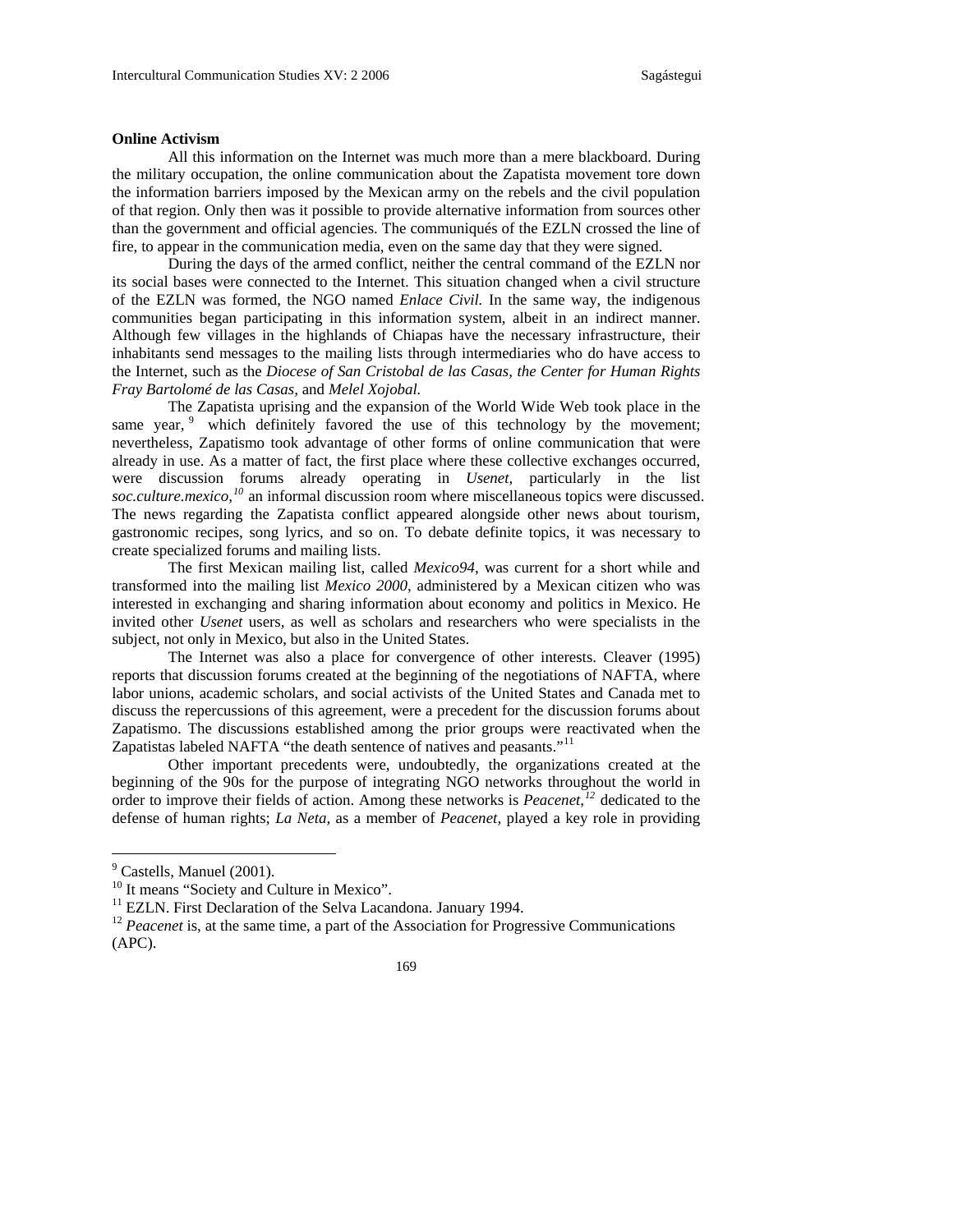**Online Activism**

All this information on the Internet was much more than a mere blackboard. During the military occupation, the online communication about the Zapatista movement tore down the information barriers imposed by the Mexican army on the rebels and the civil population of that region. Only then was it possible to provide alternative information from sources other than the government and official agencies. The communiqués of the EZLN crossed the line of fire, to appear in the communication media, even on the same day that they were signed.

During the days of the armed conflict, neither the central command of the EZLN nor its social bases were connected to the Internet. This situation changed when a civil structure of the EZLN was formed, the NGO named *Enlace Civil.* In the same way, the indigenous communities began participating in this information system, albeit in an indirect manner. Although few villages in the highlands of Chiapas have the necessary infrastructure, their inhabitants send messages to the mailing lists through intermediaries who do have access to the Internet, such as the *Diocese of San Cristobal de las Casas, the Center for Human Rights Fray Bartolomé de las Casas,* and *Melel Xojobal.*

The Zapatista uprising and the expansion of the World Wide Web took place in the same year, [9] which definitely favored the use of this technology by the movement; nevertheless, Zapatismo took advantage of other forms of online communication that were already in use. As a matter of fact, the first place where these collective exchanges occurred, were discussion forums already operating in *Usenet,* particularly in the list *soc.culture.mexico,*[10] an informal discussion room where miscellaneous topics were discussed. The news regarding the Zapatista conflict appeared alongside other news about tourism, gastronomic recipes, song lyrics, and so on. To debate definite topics, it was necessary to create specialized forums and mailing lists.

The first Mexican mailing list, called *Mexico94*, was current for a short while and transformed into the mailing list *Mexico 2000*, administered by a Mexican citizen who was interested in exchanging and sharing information about economy and politics in Mexico. He invited other *Usenet* users, as well as scholars and researchers who were specialists in the subject, not only in Mexico, but also in the United States.

The Internet was also a place for convergence of other interests. Cleaver (1995) reports that discussion forums created at the beginning of the negotiations of NAFTA, where labor unions, academic scholars, and social activists of the United States and Canada met to discuss the repercussions of this agreement, were a precedent for the discussion forums about Zapatismo. The discussions established among the prior groups were reactivated when the Zapatistas labeled NAFTA "the death sentence of natives and peasants."[11]

Other important precedents were, undoubtedly, the organizations created at the beginning of the 90s for the purpose of integrating NGO networks throughout the world in order to improve their fields of action. Among these networks is *Peacenet,*[12] dedicated to the defense of human rights; *La Neta,* as a member of *Peacenet,* played a key role in providing

---

[9] Castells, Manuel (2001).

[10] It means "Society and Culture in Mexico".

[11] EZLN. First Declaration of the Selva Lacandona. January 1994.

[12] *Peacenet* is, at the same time, a part of the Association for Progressive Communications (APC).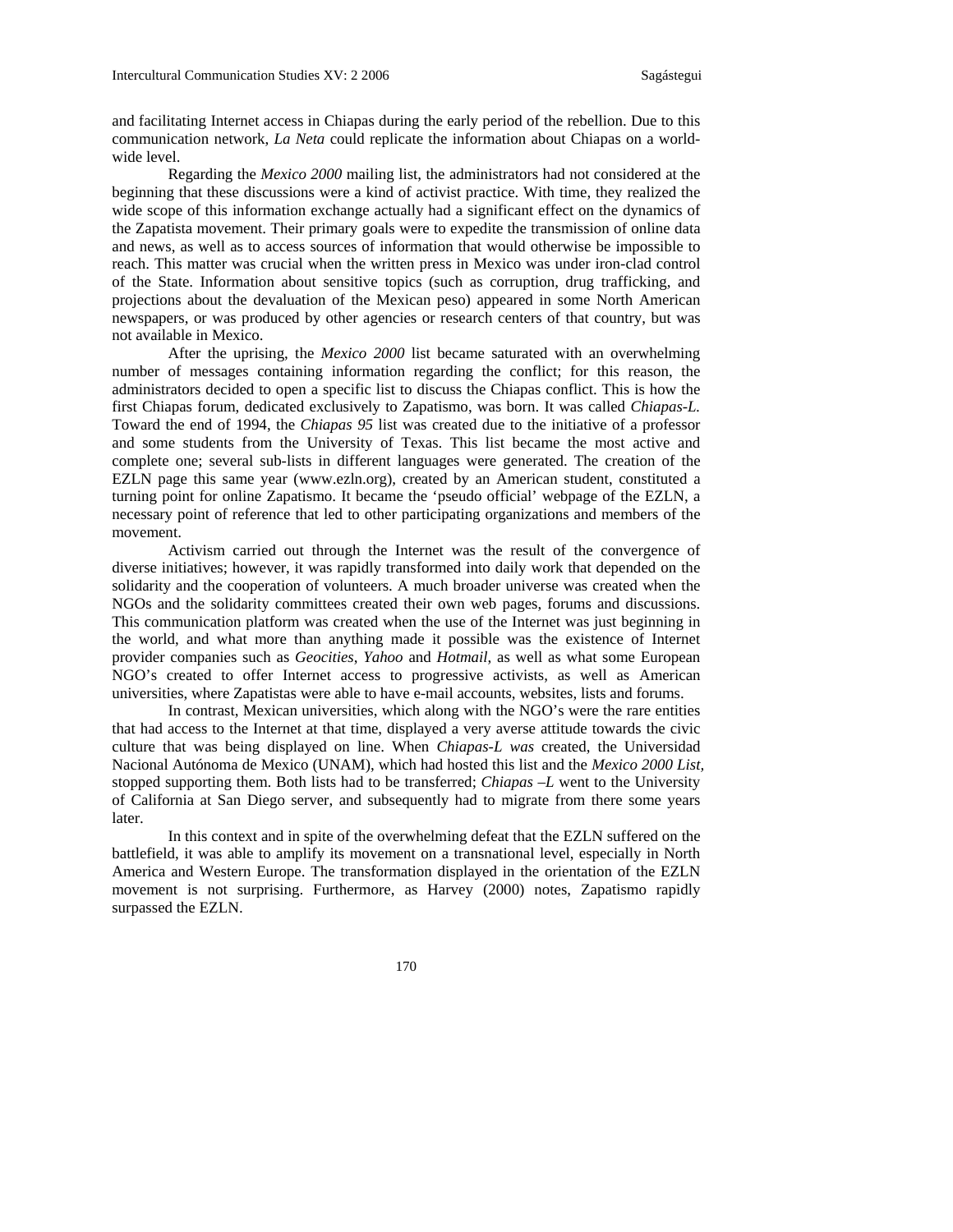and facilitating Internet access in Chiapas during the early period of the rebellion. Due to this communication network, *La Neta* could replicate the information about Chiapas on a world-wide level.

Regarding the *Mexico 2000* mailing list, the administrators had not considered at the beginning that these discussions were a kind of activist practice. With time, they realized the wide scope of this information exchange actually had a significant effect on the dynamics of the Zapatista movement. Their primary goals were to expedite the transmission of online data and news, as well as to access sources of information that would otherwise be impossible to reach. This matter was crucial when the written press in Mexico was under iron-clad control of the State. Information about sensitive topics (such as corruption, drug trafficking, and projections about the devaluation of the Mexican peso) appeared in some North American newspapers, or was produced by other agencies or research centers of that country, but was not available in Mexico.

After the uprising, the *Mexico 2000* list became saturated with an overwhelming number of messages containing information regarding the conflict; for this reason, the administrators decided to open a specific list to discuss the Chiapas conflict. This is how the first Chiapas forum, dedicated exclusively to Zapatismo, was born. It was called *Chiapas-L.* Toward the end of 1994, the *Chiapas 95* list was created due to the initiative of a professor and some students from the University of Texas. This list became the most active and complete one; several sub-lists in different languages were generated. The creation of the EZLN page this same year (www.ezln.org), created by an American student, constituted a turning point for online Zapatismo. It became the 'pseudo official' webpage of the EZLN, a necessary point of reference that led to other participating organizations and members of the movement.

Activism carried out through the Internet was the result of the convergence of diverse initiatives; however, it was rapidly transformed into daily work that depended on the solidarity and the cooperation of volunteers. A much broader universe was created when the NGOs and the solidarity committees created their own web pages, forums and discussions. This communication platform was created when the use of the Internet was just beginning in the world, and what more than anything made it possible was the existence of Internet provider companies such as *Geocities*, *Yahoo* and *Hotmail*, as well as what some European NGO's created to offer Internet access to progressive activists, as well as American universities, where Zapatistas were able to have e-mail accounts, websites, lists and forums.

In contrast, Mexican universities, which along with the NGO's were the rare entities that had access to the Internet at that time, displayed a very averse attitude towards the civic culture that was being displayed on line. When *Chiapas-L was* created, the Universidad Nacional Autónoma de Mexico (UNAM), which had hosted this list and the *Mexico 2000 List*, stopped supporting them. Both lists had to be transferred; *Chiapas –L* went to the University of California at San Diego server, and subsequently had to migrate from there some years later.

In this context and in spite of the overwhelming defeat that the EZLN suffered on the battlefield, it was able to amplify its movement on a transnational level, especially in North America and Western Europe. The transformation displayed in the orientation of the EZLN movement is not surprising. Furthermore, as Harvey (2000) notes, Zapatismo rapidly surpassed the EZLN.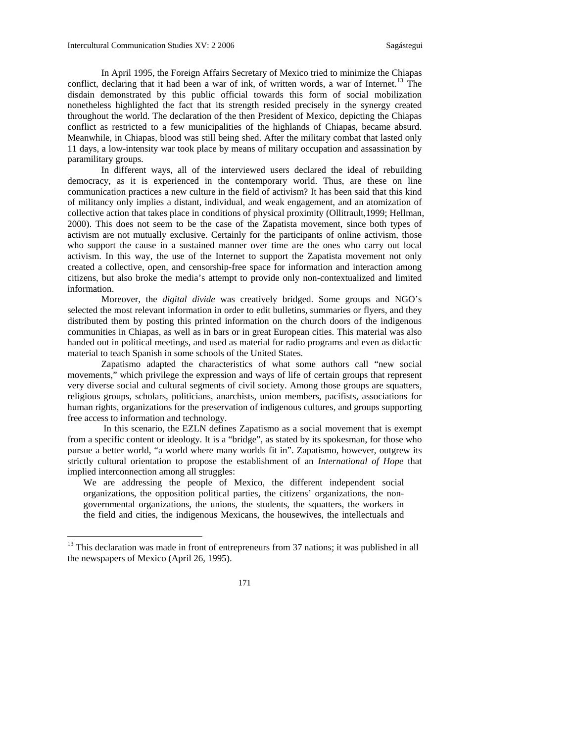In April 1995, the Foreign Affairs Secretary of Mexico tried to minimize the Chiapas conflict, declaring that it had been a war of ink, of written words, a war of Internet.[13] The disdain demonstrated by this public official towards this form of social mobilization nonetheless highlighted the fact that its strength resided precisely in the synergy created throughout the world. The declaration of the then President of Mexico, depicting the Chiapas conflict as restricted to a few municipalities of the highlands of Chiapas, became absurd. Meanwhile, in Chiapas, blood was still being shed. After the military combat that lasted only 11 days, a low-intensity war took place by means of military occupation and assassination by paramilitary groups.

In different ways, all of the interviewed users declared the ideal of rebuilding democracy, as it is experienced in the contemporary world. Thus, are these on line communication practices a new culture in the field of activism? It has been said that this kind of militancy only implies a distant, individual, and weak engagement, and an atomization of collective action that takes place in conditions of physical proximity (Ollitrault,1999; Hellman, 2000). This does not seem to be the case of the Zapatista movement, since both types of activism are not mutually exclusive. Certainly for the participants of online activism, those who support the cause in a sustained manner over time are the ones who carry out local activism. In this way, the use of the Internet to support the Zapatista movement not only created a collective, open, and censorship-free space for information and interaction among citizens, but also broke the media's attempt to provide only non-contextualized and limited information.

Moreover, the *digital divide* was creatively bridged. Some groups and NGO's selected the most relevant information in order to edit bulletins, summaries or flyers, and they distributed them by posting this printed information on the church doors of the indigenous communities in Chiapas, as well as in bars or in great European cities. This material was also handed out in political meetings, and used as material for radio programs and even as didactic material to teach Spanish in some schools of the United States.

Zapatismo adapted the characteristics of what some authors call "new social movements," which privilege the expression and ways of life of certain groups that represent very diverse social and cultural segments of civil society. Among those groups are squatters, religious groups, scholars, politicians, anarchists, union members, pacifists, associations for human rights, organizations for the preservation of indigenous cultures, and groups supporting free access to information and technology.

In this scenario, the EZLN defines Zapatismo as a social movement that is exempt from a specific content or ideology. It is a "bridge", as stated by its spokesman, for those who pursue a better world, "a world where many worlds fit in". Zapatismo, however, outgrew its strictly cultural orientation to propose the establishment of an *International of Hope* that implied interconnection among all struggles:

> We are addressing the people of Mexico, the different independent social organizations, the opposition political parties, the citizens' organizations, the non-governmental organizations, the unions, the students, the squatters, the workers in the field and cities, the indigenous Mexicans, the housewives, the intellectuals and

---

[13] This declaration was made in front of entrepreneurs from 37 nations; it was published in all the newspapers of Mexico (April 26, 1995).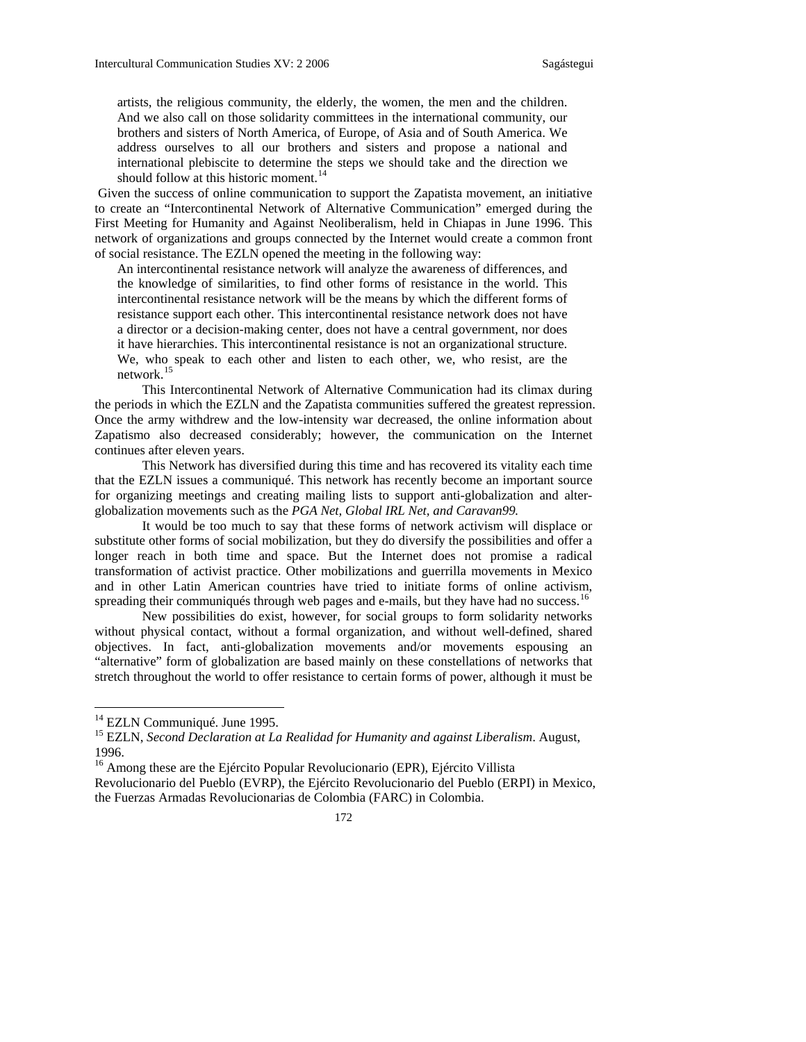> artists, the religious community, the elderly, the women, the men and the children. And we also call on those solidarity committees in the international community, our brothers and sisters of North America, of Europe, of Asia and of South America. We address ourselves to all our brothers and sisters and propose a national and international plebiscite to determine the steps we should take and the direction we should follow at this historic moment.[14]

Given the success of online communication to support the Zapatista movement, an initiative to create an "Intercontinental Network of Alternative Communication" emerged during the First Meeting for Humanity and Against Neoliberalism, held in Chiapas in June 1996. This network of organizations and groups connected by the Internet would create a common front of social resistance. The EZLN opened the meeting in the following way:

> An intercontinental resistance network will analyze the awareness of differences, and the knowledge of similarities, to find other forms of resistance in the world. This intercontinental resistance network will be the means by which the different forms of resistance support each other. This intercontinental resistance network does not have a director or a decision-making center, does not have a central government, nor does it have hierarchies. This intercontinental resistance is not an organizational structure. We, who speak to each other and listen to each other, we, who resist, are the network.[15]

This Intercontinental Network of Alternative Communication had its climax during the periods in which the EZLN and the Zapatista communities suffered the greatest repression. Once the army withdrew and the low-intensity war decreased, the online information about Zapatismo also decreased considerably; however, the communication on the Internet continues after eleven years.

This Network has diversified during this time and has recovered its vitality each time that the EZLN issues a communiqué. This network has recently become an important source for organizing meetings and creating mailing lists to support anti-globalization and alter-globalization movements such as the *PGA Net, Global IRL Net, and Caravan99.*

It would be too much to say that these forms of network activism will displace or substitute other forms of social mobilization, but they do diversify the possibilities and offer a longer reach in both time and space. But the Internet does not promise a radical transformation of activist practice. Other mobilizations and guerrilla movements in Mexico and in other Latin American countries have tried to initiate forms of online activism, spreading their communiqués through web pages and e-mails, but they have had no success.[16]

New possibilities do exist, however, for social groups to form solidarity networks without physical contact, without a formal organization, and without well-defined, shared objectives. In fact, anti-globalization movements and/or movements espousing an "alternative" form of globalization are based mainly on these constellations of networks that stretch throughout the world to offer resistance to certain forms of power, although it must be

---

[14] EZLN Communiqué. June 1995.

[15] EZLN, *Second Declaration at La Realidad for Humanity and against Liberalism*. August, 1996.

[16] Among these are the Ejército Popular Revolucionario (EPR), Ejército Villista Revolucionario del Pueblo (EVRP), the Ejército Revolucionario del Pueblo (ERPI) in Mexico, the Fuerzas Armadas Revolucionarias de Colombia (FARC) in Colombia.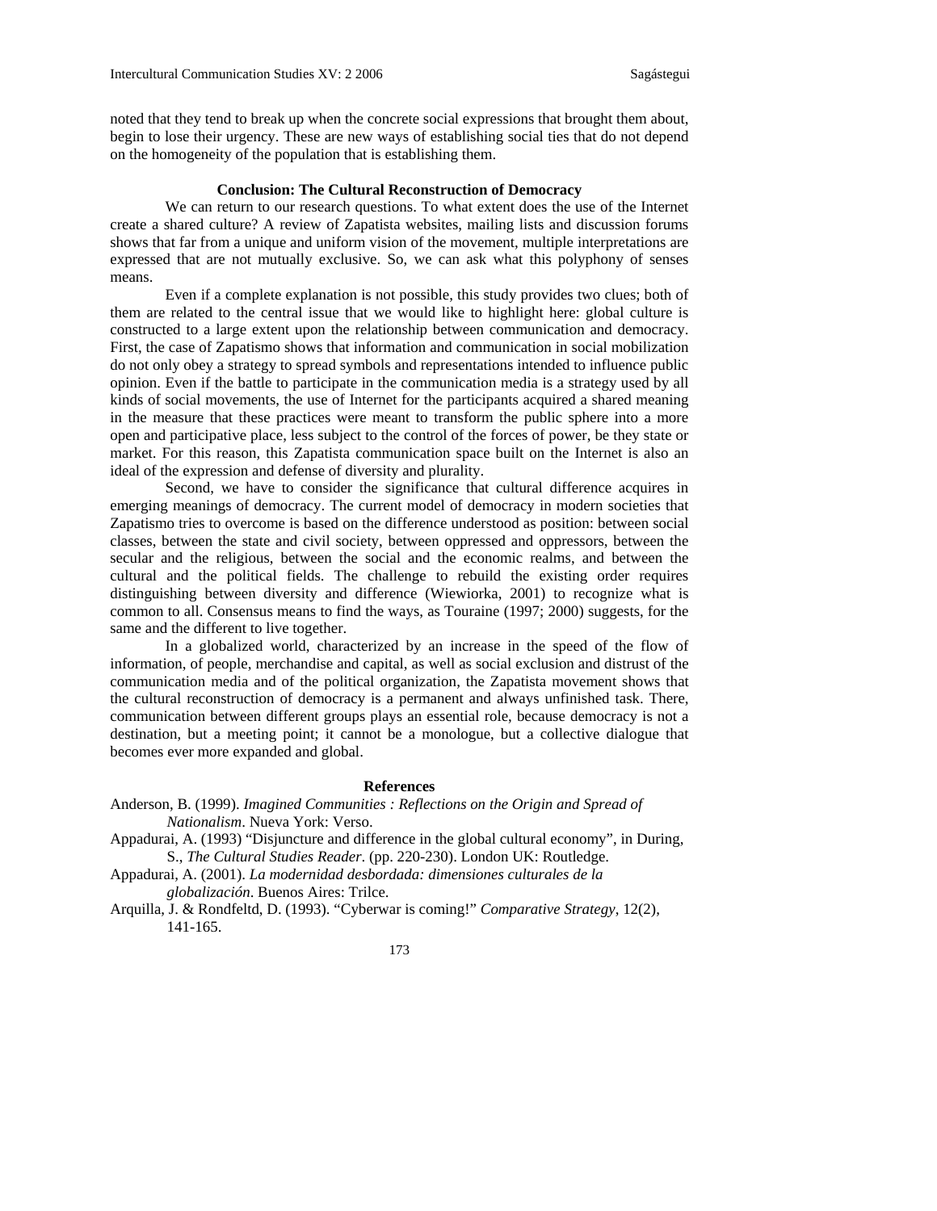noted that they tend to break up when the concrete social expressions that brought them about, begin to lose their urgency. These are new ways of establishing social ties that do not depend on the homogeneity of the population that is establishing them.

## Conclusion: The Cultural Reconstruction of Democracy

We can return to our research questions. To what extent does the use of the Internet create a shared culture? A review of Zapatista websites, mailing lists and discussion forums shows that far from a unique and uniform vision of the movement, multiple interpretations are expressed that are not mutually exclusive. So, we can ask what this polyphony of senses means.

Even if a complete explanation is not possible, this study provides two clues; both of them are related to the central issue that we would like to highlight here: global culture is constructed to a large extent upon the relationship between communication and democracy. First, the case of Zapatismo shows that information and communication in social mobilization do not only obey a strategy to spread symbols and representations intended to influence public opinion. Even if the battle to participate in the communication media is a strategy used by all kinds of social movements, the use of Internet for the participants acquired a shared meaning in the measure that these practices were meant to transform the public sphere into a more open and participative place, less subject to the control of the forces of power, be they state or market. For this reason, this Zapatista communication space built on the Internet is also an ideal of the expression and defense of diversity and plurality.

Second, we have to consider the significance that cultural difference acquires in emerging meanings of democracy. The current model of democracy in modern societies that Zapatismo tries to overcome is based on the difference understood as position: between social classes, between the state and civil society, between oppressed and oppressors, between the secular and the religious, between the social and the economic realms, and between the cultural and the political fields. The challenge to rebuild the existing order requires distinguishing between diversity and difference (Wiewiorka, 2001) to recognize what is common to all. Consensus means to find the ways, as Touraine (1997; 2000) suggests, for the same and the different to live together.

In a globalized world, characterized by an increase in the speed of the flow of information, of people, merchandise and capital, as well as social exclusion and distrust of the communication media and of the political organization, the Zapatista movement shows that the cultural reconstruction of democracy is a permanent and always unfinished task. There, communication between different groups plays an essential role, because democracy is not a destination, but a meeting point; it cannot be a monologue, but a collective dialogue that becomes ever more expanded and global.

## References

Anderson, B. (1999). *Imagined Communities : Reflections on the Origin and Spread of Nationalism*. Nueva York: Verso.

Appadurai, A. (1993) “Disjuncture and difference in the global cultural economy”, in During, S., *The Cultural Studies Reader*. (pp. 220-230). London UK: Routledge.

Appadurai, A. (2001). *La modernidad desbordada: dimensiones culturales de la globalización*. Buenos Aires: Trilce.

Arquilla, J. & Rondfeltd, D. (1993). “Cyberwar is coming!” *Comparative Strategy*, 12(2), 141-165.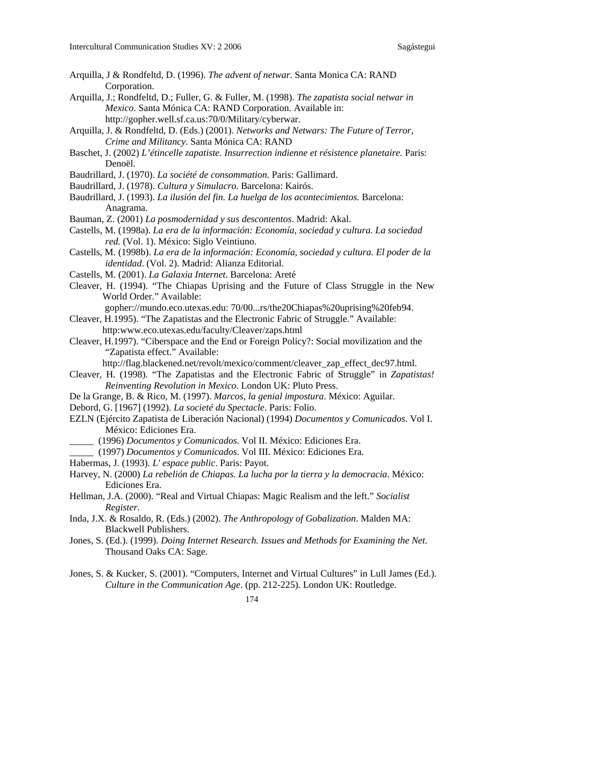Arquilla, J & Rondfeltd, D. (1996). *The advent of netwar*. Santa Monica CA: RAND Corporation.

Arquilla, J.; Rondfeltd, D.; Fuller, G. & Fuller, M. (1998). *The zapatista social netwar in Mexico*. Santa Mónica CA: RAND Corporation. Available in: http://gopher.well.sf.ca.us:70/0/Military/cyberwar.

Arquilla, J. & Rondfeltd, D. (Eds.) (2001). *Networks and Netwars: The Future of Terror, Crime and Militancy*. Santa Mónica CA: RAND

Baschet, J. (2002) *L'étincelle zapatiste. Insurrection indienne et résistence planetaire.* Paris: Denoël.

Baudrillard, J. (1970). *La société de consommation*. Paris: Gallimard.

Baudrillard, J. (1978). *Cultura y Simulacro*. Barcelona: Kairós.

Baudrillard, J. (1993). *La ilusión del fin. La huelga de los acontecimientos.* Barcelona: Anagrama.

Bauman, Z. (2001) *La posmodernidad y sus descontentos*. Madrid: Akal.

Castells, M. (1998a). *La era de la información: Economía, sociedad y cultura. La sociedad red.* (Vol. 1). México: Siglo Veintiuno.

Castells, M. (1998b). *La era de la información: Economía, sociedad y cultura. El poder de la identidad.* (Vol. 2). Madrid: Alianza Editorial.

Castells, M. (2001). *La Galaxia Internet*. Barcelona: Areté

Cleaver, H. (1994). "The Chiapas Uprising and the Future of Class Struggle in the New World Order." Available: gopher://mundo.eco.utexas.edu: 70/00...rs/the20Chiapas%20uprising%20feb94.

Cleaver, H.1995). "The Zapatistas and the Electronic Fabric of Struggle." Available: http:www.eco.utexas.edu/faculty/Cleaver/zaps.html

Cleaver, H.1997). "Ciberspace and the End or Foreign Policy?: Social movilization and the "Zapatista effect." Available: http://flag.blackened.net/revolt/mexico/comment/cleaver_zap_effect_dec97.html.

Cleaver, H. (1998). "The Zapatistas and the Electronic Fabric of Struggle" in *Zapatistas! Reinventing Revolution in Mexico*. London UK: Pluto Press.

De la Grange, B. & Rico, M. (1997). *Marcos, la genial impostura*. México: Aguilar.

Debord, G. [1967] (1992). *La societé du Spectacle*. Paris: Folio.

EZLN (Ejército Zapatista de Liberación Nacional) (1994) *Documentos y Comunicados*. Vol I. México: Ediciones Era.

_____ (1996) *Documentos y Comunicados*. Vol II. México: Ediciones Era.

_____ (1997) *Documentos y Comunicados*. Vol III. México: Ediciones Era.

Habermas, J. (1993). *L' espace public*. Paris: Payot.

Harvey, N. (2000) *La rebelión de Chiapas. La lucha por la tierra y la democracia*. México: Ediciones Era.

Hellman, J.A. (2000). "Real and Virtual Chiapas: Magic Realism and the left." *Socialist Register*.

Inda, J.X. & Rosaldo, R. (Eds.) (2002). *The Anthropology of Gobalization*. Malden MA: Blackwell Publishers.

Jones, S. (Ed.). (1999). *Doing Internet Research. Issues and Methods for Examining the Net.* Thousand Oaks CA: Sage.

Jones, S. & Kucker, S. (2001). "Computers, Internet and Virtual Cultures" in Lull James (Ed.). *Culture in the Communication Age*. (pp. 212-225). London UK: Routledge.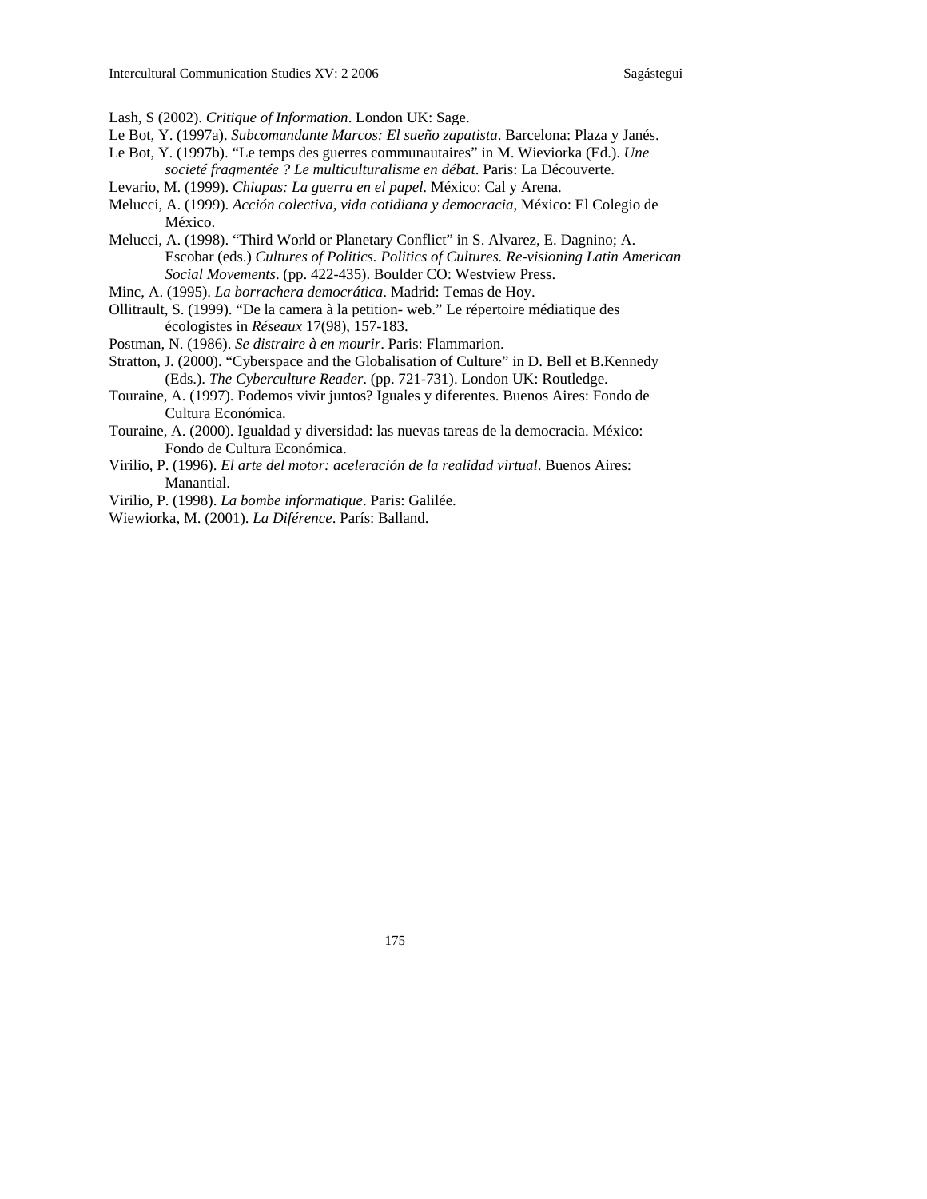Lash, S (2002). *Critique of Information*. London UK: Sage.

Le Bot, Y. (1997a). *Subcomandante Marcos: El sueño zapatista*. Barcelona: Plaza y Janés.

Le Bot, Y. (1997b). "Le temps des guerres communautaires" in M. Wieviorka (Ed.). *Une societé fragmentée ? Le multiculturalisme en débat*. Paris: La Découverte.

Levario, M. (1999). *Chiapas: La guerra en el papel*. México: Cal y Arena.

Melucci, A. (1999). *Acción colectiva, vida cotidiana y democracia*, México: El Colegio de México.

Melucci, A. (1998). "Third World or Planetary Conflict" in S. Alvarez, E. Dagnino; A. Escobar (eds.) *Cultures of Politics. Politics of Cultures. Re-visioning Latin American Social Movements*. (pp. 422-435). Boulder CO: Westview Press.

Minc, A. (1995). *La borrachera democrática*. Madrid: Temas de Hoy.

Ollitrault, S. (1999). "De la camera à la petition- web." Le répertoire médiatique des écologistes in *Réseaux* 17(98), 157-183.

Postman, N. (1986). *Se distraire à en mourir*. Paris: Flammarion.

Stratton, J. (2000). "Cyberspace and the Globalisation of Culture" in D. Bell et B.Kennedy (Eds.). *The Cyberculture Reader*. (pp. 721-731). London UK: Routledge.

Touraine, A. (1997). Podemos vivir juntos? Iguales y diferentes. Buenos Aires: Fondo de Cultura Económica.

Touraine, A. (2000). Igualdad y diversidad: las nuevas tareas de la democracia. México: Fondo de Cultura Económica.

Virilio, P. (1996). *El arte del motor: aceleración de la realidad virtual*. Buenos Aires: Manantial.

Virilio, P. (1998). *La bombe informatique*. Paris: Galilée.

Wiewiorka, M. (2001). *La Diférence*. París: Balland.